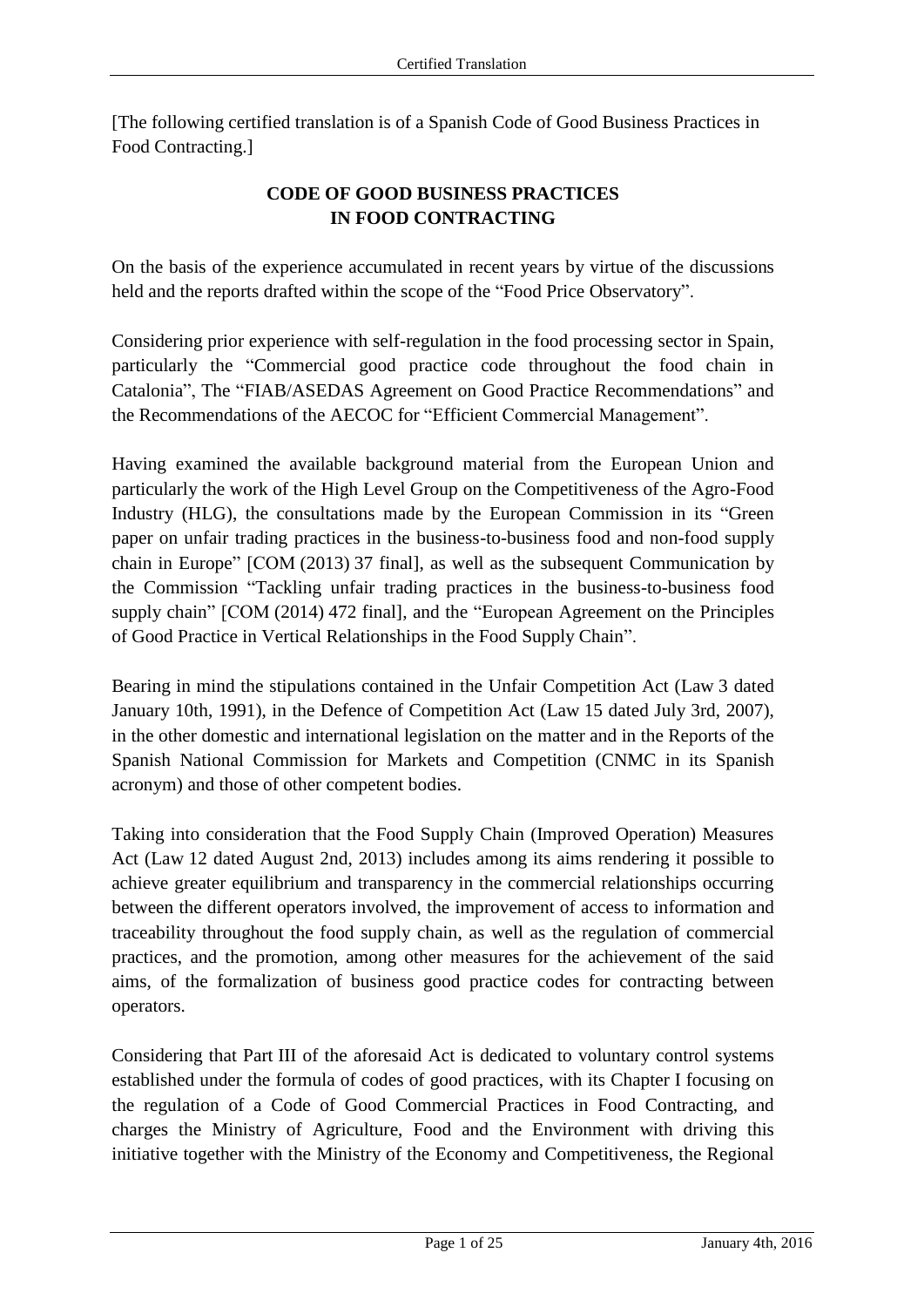[The following certified translation is of a Spanish Code of Good Business Practices in Food Contracting.]

# CODE OF GOOD BUSINESS PRACTICES IN FOOD CONTRACTING

On the basis of the experience accumulated in recent years by virtue of the discussions held and the reports drafted within the scope of the "Food Price Observatory".

Considering prior experience with self-regulation in the food processing sector in Spain, particularly the "Commercial good practice code throughout the food chain in Catalonia", The "FIAB/ASEDAS Agreement on Good Practice Recommendations" and the Recommendations of the AECOC for "Efficient Commercial Management".

Having examined the available background material from the European Union and particularly the work of the High Level Group on the Competitiveness of the Agro-Food Industry (HLG), the consultations made by the European Commission in its "Green paper on unfair trading practices in the business-to-business food and non-food supply chain in Europe" [COM (2013) 37 final], as well as the subsequent Communication by the Commission "Tackling unfair trading practices in the business-to-business food supply chain" [COM (2014) 472 final], and the "European Agreement on the Principles of Good Practice in Vertical Relationships in the Food Supply Chain".

Bearing in mind the stipulations contained in the Unfair Competition Act (Law 3 dated January 10th, 1991), in the Defence of Competition Act (Law 15 dated July 3rd, 2007), in the other domestic and international legislation on the matter and in the Reports of the Spanish National Commission for Markets and Competition (CNMC in its Spanish acronym) and those of other competent bodies.

Taking into consideration that the Food Supply Chain (Improved Operation) Measures Act (Law 12 dated August 2nd, 2013) includes among its aims rendering it possible to achieve greater equilibrium and transparency in the commercial relationships occurring between the different operators involved, the improvement of access to information and traceability throughout the food supply chain, as well as the regulation of commercial practices, and the promotion, among other measures for the achievement of the said aims, of the formalization of business good practice codes for contracting between operators.

Considering that Part III of the aforesaid Act is dedicated to voluntary control systems established under the formula of codes of good practices, with its Chapter I focusing on the regulation of a Code of Good Commercial Practices in Food Contracting, and charges the Ministry of Agriculture, Food and the Environment with driving this initiative together with the Ministry of the Economy and Competitiveness, the Regional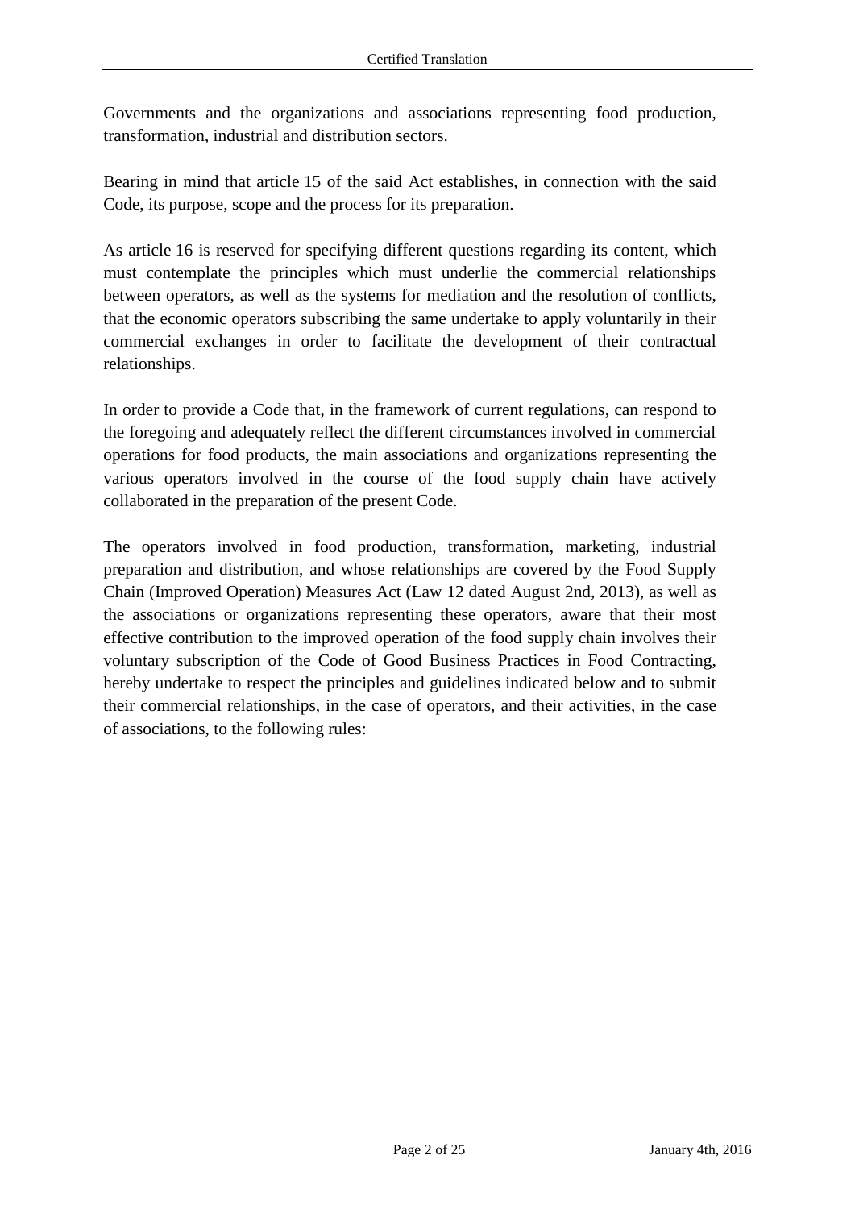Governments and the organizations and associations representing food production, transformation, industrial and distribution sectors.

Bearing in mind that article 15 of the said Act establishes, in connection with the said Code, its purpose, scope and the process for its preparation.

As article 16 is reserved for specifying different questions regarding its content, which must contemplate the principles which must underlie the commercial relationships between operators, as well as the systems for mediation and the resolution of conflicts, that the economic operators subscribing the same undertake to apply voluntarily in their commercial exchanges in order to facilitate the development of their contractual relationships.

In order to provide a Code that, in the framework of current regulations, can respond to the foregoing and adequately reflect the different circumstances involved in commercial operations for food products, the main associations and organizations representing the various operators involved in the course of the food supply chain have actively collaborated in the preparation of the present Code.

The operators involved in food production, transformation, marketing, industrial preparation and distribution, and whose relationships are covered by the Food Supply Chain (Improved Operation) Measures Act (Law 12 dated August 2nd, 2013), as well as the associations or organizations representing these operators, aware that their most effective contribution to the improved operation of the food supply chain involves their voluntary subscription of the Code of Good Business Practices in Food Contracting, hereby undertake to respect the principles and guidelines indicated below and to submit their commercial relationships, in the case of operators, and their activities, in the case of associations, to the following rules: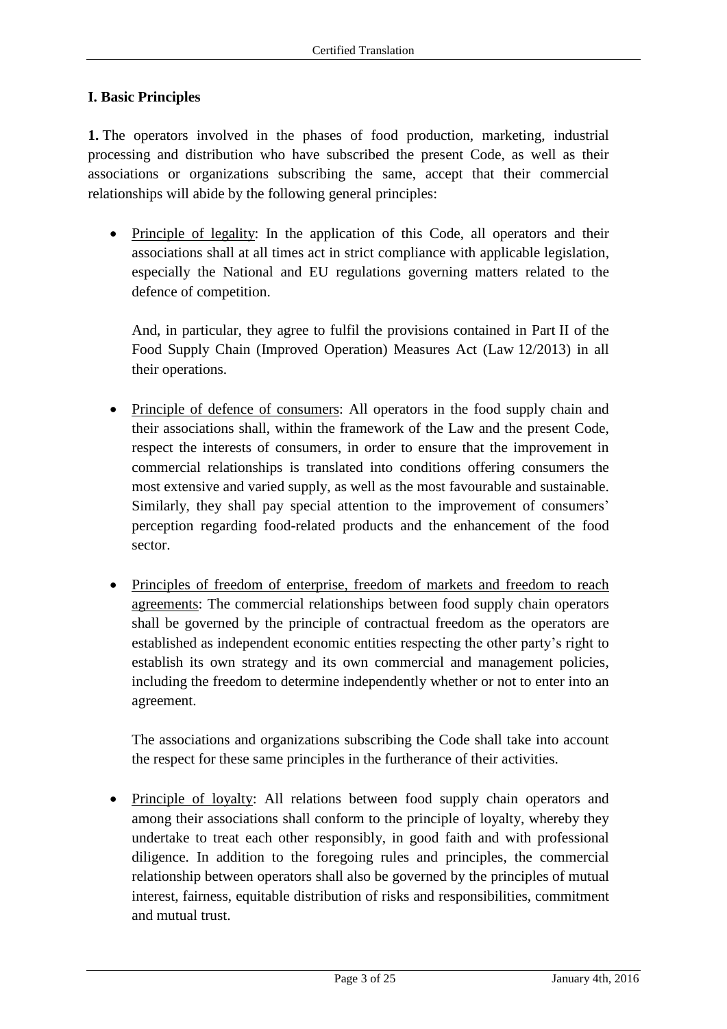## I. Basic Principles

**1.** The operators involved in the phases of food production, marketing, industrial processing and distribution who have subscribed the present Code, as well as their associations or organizations subscribing the same, accept that their commercial relationships will abide by the following general principles:

- Principle of legality: In the application of this Code, all operators and their associations shall at all times act in strict compliance with applicable legislation, especially the National and EU regulations governing matters related to the defence of competition.

  And, in particular, they agree to fulfil the provisions contained in Part II of the Food Supply Chain (Improved Operation) Measures Act (Law 12/2013) in all their operations.

- Principle of defence of consumers: All operators in the food supply chain and their associations shall, within the framework of the Law and the present Code, respect the interests of consumers, in order to ensure that the improvement in commercial relationships is translated into conditions offering consumers the most extensive and varied supply, as well as the most favourable and sustainable. Similarly, they shall pay special attention to the improvement of consumers' perception regarding food-related products and the enhancement of the food sector.

- Principles of freedom of enterprise, freedom of markets and freedom to reach agreements: The commercial relationships between food supply chain operators shall be governed by the principle of contractual freedom as the operators are established as independent economic entities respecting the other party's right to establish its own strategy and its own commercial and management policies, including the freedom to determine independently whether or not to enter into an agreement.

  The associations and organizations subscribing the Code shall take into account the respect for these same principles in the furtherance of their activities.

- Principle of loyalty: All relations between food supply chain operators and among their associations shall conform to the principle of loyalty, whereby they undertake to treat each other responsibly, in good faith and with professional diligence. In addition to the foregoing rules and principles, the commercial relationship between operators shall also be governed by the principles of mutual interest, fairness, equitable distribution of risks and responsibilities, commitment and mutual trust.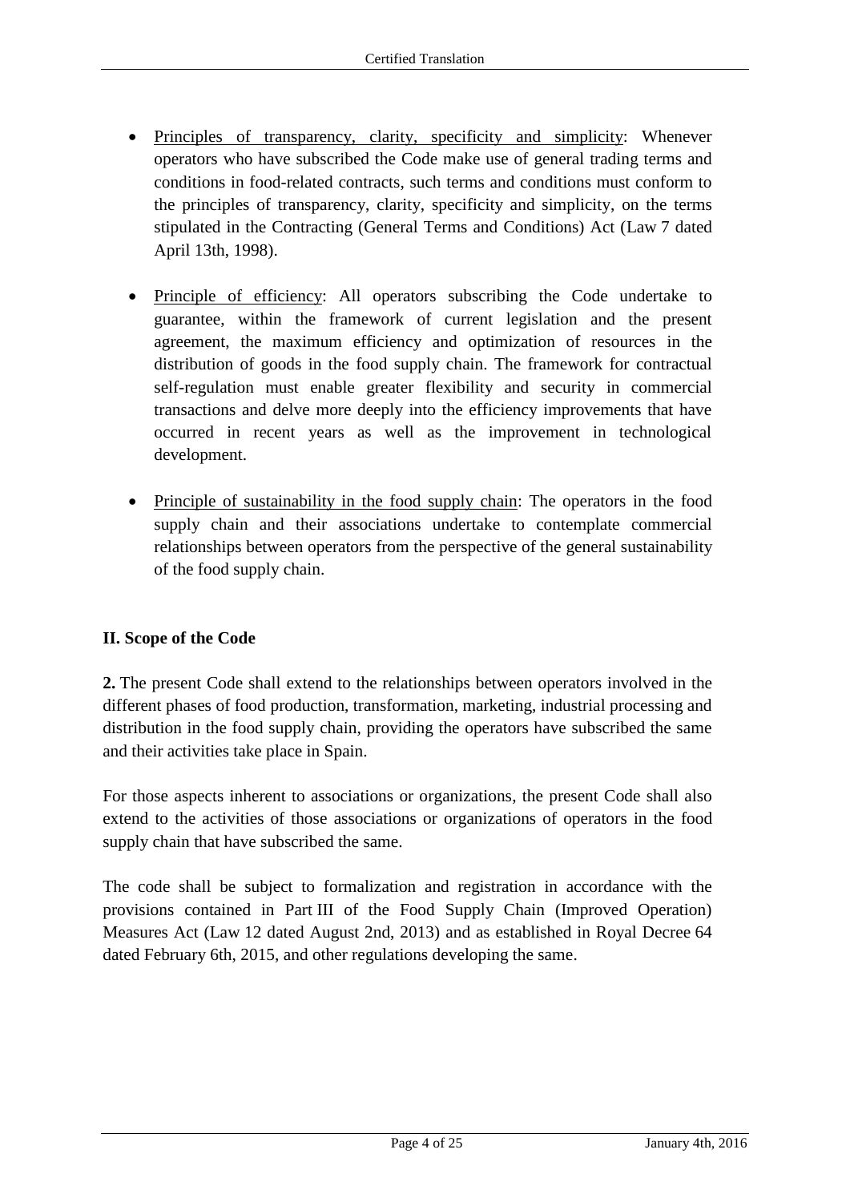- Principles of transparency, clarity, specificity and simplicity: Whenever operators who have subscribed the Code make use of general trading terms and conditions in food-related contracts, such terms and conditions must conform to the principles of transparency, clarity, specificity and simplicity, on the terms stipulated in the Contracting (General Terms and Conditions) Act (Law 7 dated April 13th, 1998).

- Principle of efficiency: All operators subscribing the Code undertake to guarantee, within the framework of current legislation and the present agreement, the maximum efficiency and optimization of resources in the distribution of goods in the food supply chain. The framework for contractual self-regulation must enable greater flexibility and security in commercial transactions and delve more deeply into the efficiency improvements that have occurred in recent years as well as the improvement in technological development.

- Principle of sustainability in the food supply chain: The operators in the food supply chain and their associations undertake to contemplate commercial relationships between operators from the perspective of the general sustainability of the food supply chain.

## II. Scope of the Code

**2.** The present Code shall extend to the relationships between operators involved in the different phases of food production, transformation, marketing, industrial processing and distribution in the food supply chain, providing the operators have subscribed the same and their activities take place in Spain.

For those aspects inherent to associations or organizations, the present Code shall also extend to the activities of those associations or organizations of operators in the food supply chain that have subscribed the same.

The code shall be subject to formalization and registration in accordance with the provisions contained in Part III of the Food Supply Chain (Improved Operation) Measures Act (Law 12 dated August 2nd, 2013) and as established in Royal Decree 64 dated February 6th, 2015, and other regulations developing the same.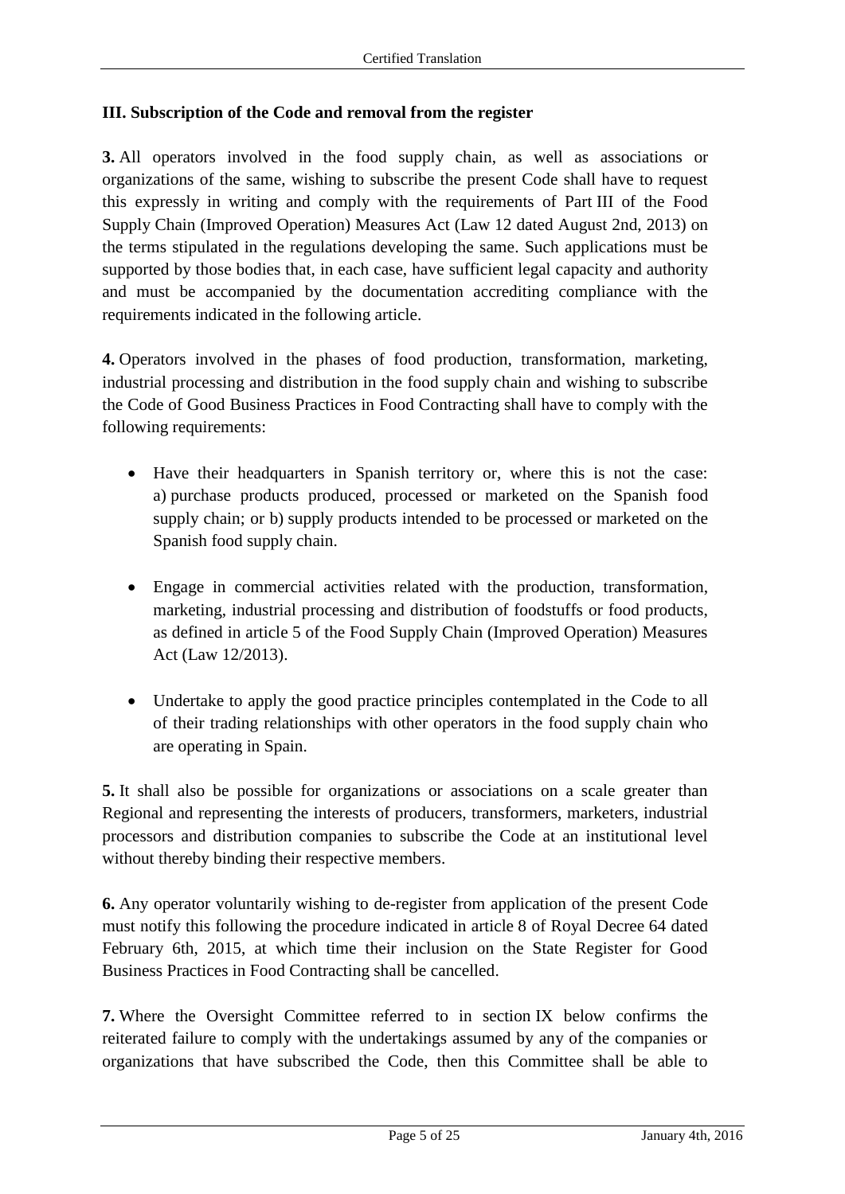## III. Subscription of the Code and removal from the register

**3.** All operators involved in the food supply chain, as well as associations or organizations of the same, wishing to subscribe the present Code shall have to request this expressly in writing and comply with the requirements of Part III of the Food Supply Chain (Improved Operation) Measures Act (Law 12 dated August 2nd, 2013) on the terms stipulated in the regulations developing the same. Such applications must be supported by those bodies that, in each case, have sufficient legal capacity and authority and must be accompanied by the documentation accrediting compliance with the requirements indicated in the following article.

**4.** Operators involved in the phases of food production, transformation, marketing, industrial processing and distribution in the food supply chain and wishing to subscribe the Code of Good Business Practices in Food Contracting shall have to comply with the following requirements:

- Have their headquarters in Spanish territory or, where this is not the case: a) purchase products produced, processed or marketed on the Spanish food supply chain; or b) supply products intended to be processed or marketed on the Spanish food supply chain.

- Engage in commercial activities related with the production, transformation, marketing, industrial processing and distribution of foodstuffs or food products, as defined in article 5 of the Food Supply Chain (Improved Operation) Measures Act (Law 12/2013).

- Undertake to apply the good practice principles contemplated in the Code to all of their trading relationships with other operators in the food supply chain who are operating in Spain.

**5.** It shall also be possible for organizations or associations on a scale greater than Regional and representing the interests of producers, transformers, marketers, industrial processors and distribution companies to subscribe the Code at an institutional level without thereby binding their respective members.

**6.** Any operator voluntarily wishing to de-register from application of the present Code must notify this following the procedure indicated in article 8 of Royal Decree 64 dated February 6th, 2015, at which time their inclusion on the State Register for Good Business Practices in Food Contracting shall be cancelled.

**7.** Where the Oversight Committee referred to in section IX below confirms the reiterated failure to comply with the undertakings assumed by any of the companies or organizations that have subscribed the Code, then this Committee shall be able to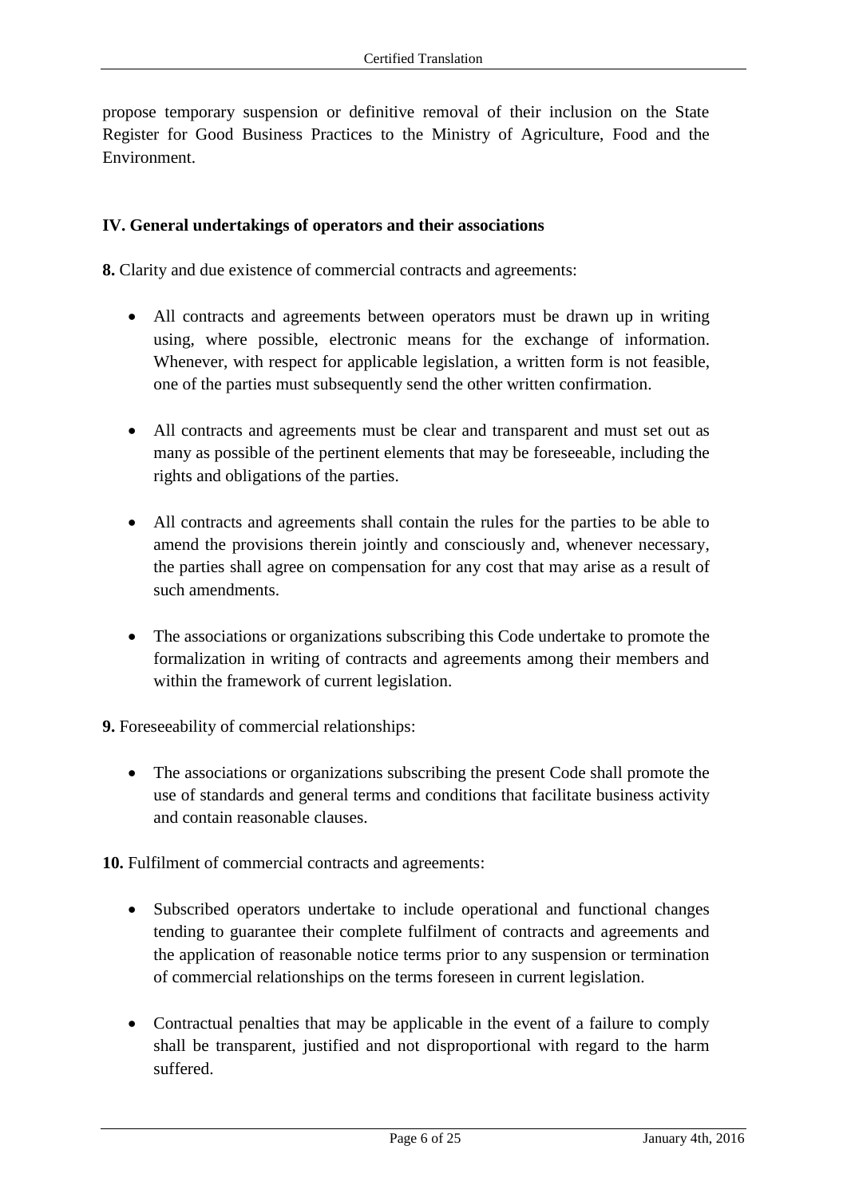propose temporary suspension or definitive removal of their inclusion on the State Register for Good Business Practices to the Ministry of Agriculture, Food and the Environment.

## IV. General undertakings of operators and their associations

**8.** Clarity and due existence of commercial contracts and agreements:

- All contracts and agreements between operators must be drawn up in writing using, where possible, electronic means for the exchange of information. Whenever, with respect for applicable legislation, a written form is not feasible, one of the parties must subsequently send the other written confirmation.

- All contracts and agreements must be clear and transparent and must set out as many as possible of the pertinent elements that may be foreseeable, including the rights and obligations of the parties.

- All contracts and agreements shall contain the rules for the parties to be able to amend the provisions therein jointly and consciously and, whenever necessary, the parties shall agree on compensation for any cost that may arise as a result of such amendments.

- The associations or organizations subscribing this Code undertake to promote the formalization in writing of contracts and agreements among their members and within the framework of current legislation.

**9.** Foreseeability of commercial relationships:

- The associations or organizations subscribing the present Code shall promote the use of standards and general terms and conditions that facilitate business activity and contain reasonable clauses.

**10.** Fulfilment of commercial contracts and agreements:

- Subscribed operators undertake to include operational and functional changes tending to guarantee their complete fulfilment of contracts and agreements and the application of reasonable notice terms prior to any suspension or termination of commercial relationships on the terms foreseen in current legislation.

- Contractual penalties that may be applicable in the event of a failure to comply shall be transparent, justified and not disproportional with regard to the harm suffered.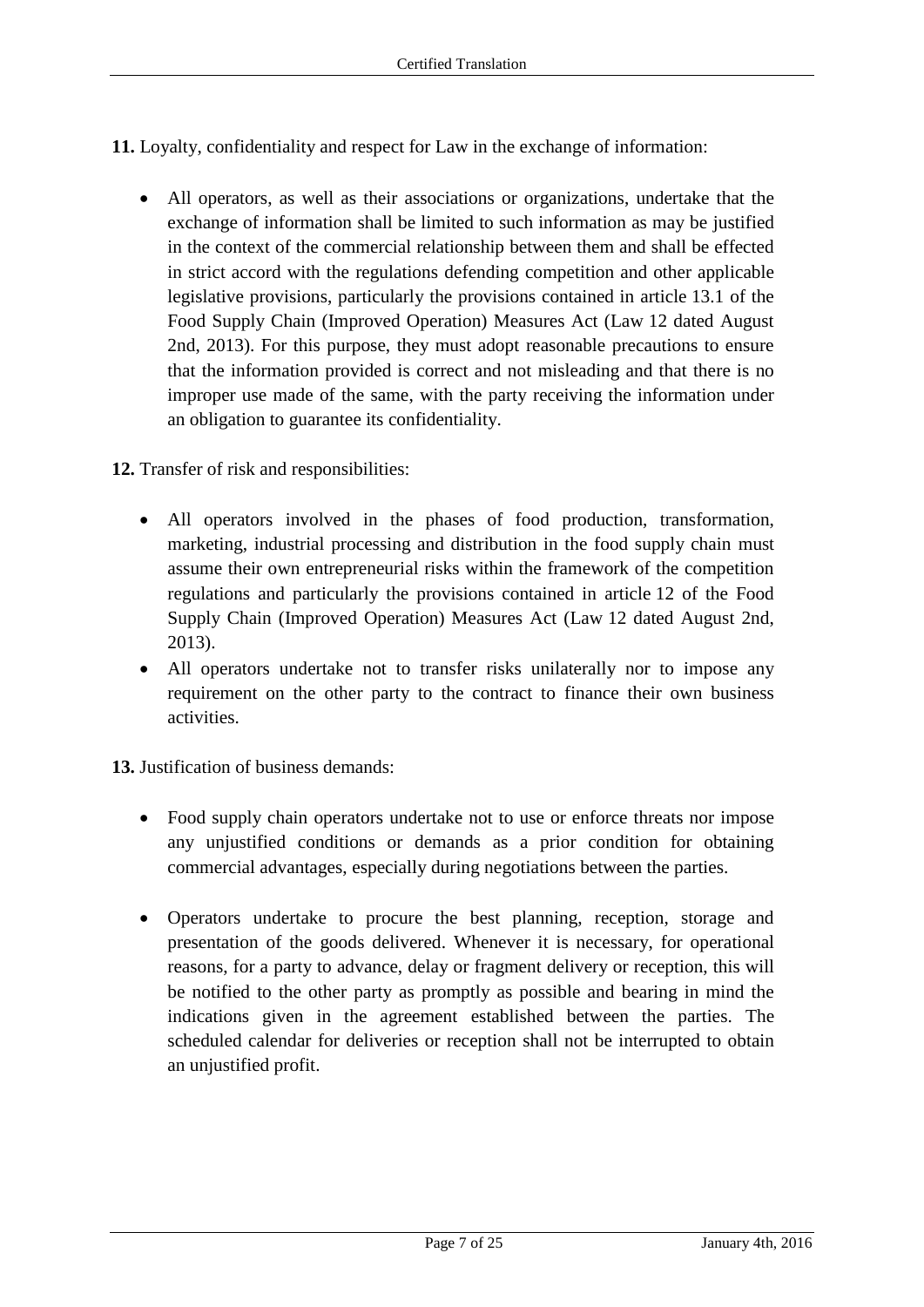**11.** Loyalty, confidentiality and respect for Law in the exchange of information:

- All operators, as well as their associations or organizations, undertake that the exchange of information shall be limited to such information as may be justified in the context of the commercial relationship between them and shall be effected in strict accord with the regulations defending competition and other applicable legislative provisions, particularly the provisions contained in article 13.1 of the Food Supply Chain (Improved Operation) Measures Act (Law 12 dated August 2nd, 2013). For this purpose, they must adopt reasonable precautions to ensure that the information provided is correct and not misleading and that there is no improper use made of the same, with the party receiving the information under an obligation to guarantee its confidentiality.

**12.** Transfer of risk and responsibilities:

- All operators involved in the phases of food production, transformation, marketing, industrial processing and distribution in the food supply chain must assume their own entrepreneurial risks within the framework of the competition regulations and particularly the provisions contained in article 12 of the Food Supply Chain (Improved Operation) Measures Act (Law 12 dated August 2nd, 2013).
- All operators undertake not to transfer risks unilaterally nor to impose any requirement on the other party to the contract to finance their own business activities.

**13.** Justification of business demands:

- Food supply chain operators undertake not to use or enforce threats nor impose any unjustified conditions or demands as a prior condition for obtaining commercial advantages, especially during negotiations between the parties.

- Operators undertake to procure the best planning, reception, storage and presentation of the goods delivered. Whenever it is necessary, for operational reasons, for a party to advance, delay or fragment delivery or reception, this will be notified to the other party as promptly as possible and bearing in mind the indications given in the agreement established between the parties. The scheduled calendar for deliveries or reception shall not be interrupted to obtain an unjustified profit.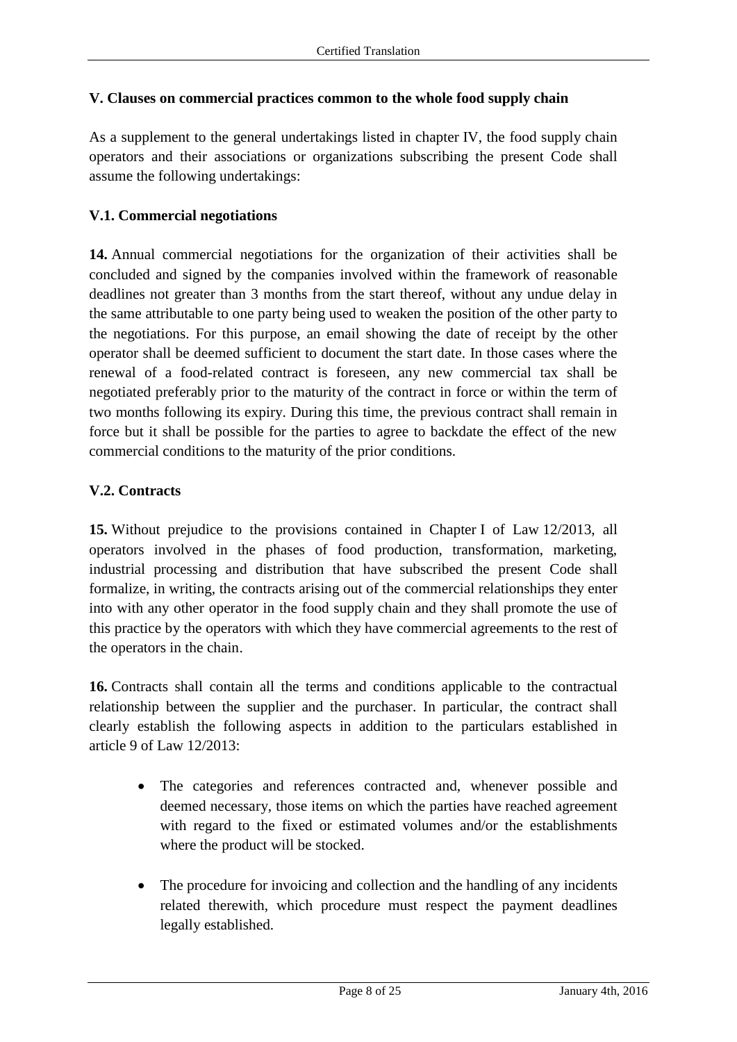## V. Clauses on commercial practices common to the whole food supply chain

As a supplement to the general undertakings listed in chapter IV, the food supply chain operators and their associations or organizations subscribing the present Code shall assume the following undertakings:

### V.1. Commercial negotiations

**14.** Annual commercial negotiations for the organization of their activities shall be concluded and signed by the companies involved within the framework of reasonable deadlines not greater than 3 months from the start thereof, without any undue delay in the same attributable to one party being used to weaken the position of the other party to the negotiations. For this purpose, an email showing the date of receipt by the other operator shall be deemed sufficient to document the start date. In those cases where the renewal of a food-related contract is foreseen, any new commercial tax shall be negotiated preferably prior to the maturity of the contract in force or within the term of two months following its expiry. During this time, the previous contract shall remain in force but it shall be possible for the parties to agree to backdate the effect of the new commercial conditions to the maturity of the prior conditions.

### V.2. Contracts

**15.** Without prejudice to the provisions contained in Chapter I of Law 12/2013, all operators involved in the phases of food production, transformation, marketing, industrial processing and distribution that have subscribed the present Code shall formalize, in writing, the contracts arising out of the commercial relationships they enter into with any other operator in the food supply chain and they shall promote the use of this practice by the operators with which they have commercial agreements to the rest of the operators in the chain.

**16.** Contracts shall contain all the terms and conditions applicable to the contractual relationship between the supplier and the purchaser. In particular, the contract shall clearly establish the following aspects in addition to the particulars established in article 9 of Law 12/2013:

- The categories and references contracted and, whenever possible and deemed necessary, those items on which the parties have reached agreement with regard to the fixed or estimated volumes and/or the establishments where the product will be stocked.
- The procedure for invoicing and collection and the handling of any incidents related therewith, which procedure must respect the payment deadlines legally established.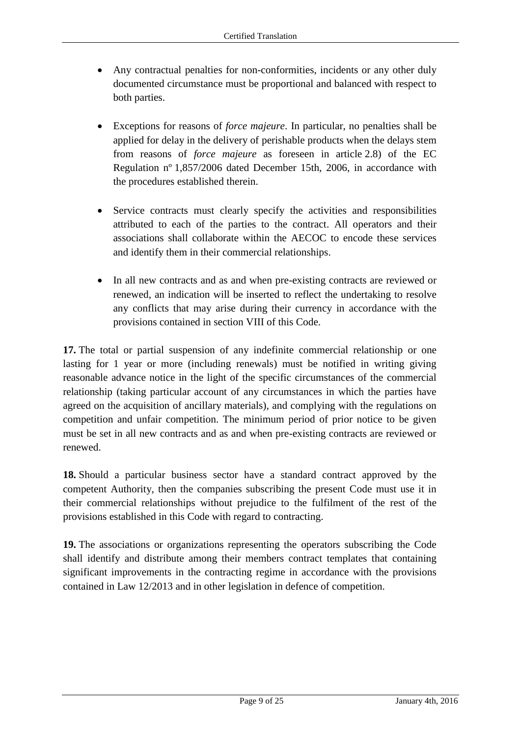- Any contractual penalties for non-conformities, incidents or any other duly documented circumstance must be proportional and balanced with respect to both parties.

- Exceptions for reasons of *force majeure*. In particular, no penalties shall be applied for delay in the delivery of perishable products when the delays stem from reasons of *force majeure* as foreseen in article 2.8) of the EC Regulation nº 1,857/2006 dated December 15th, 2006, in accordance with the procedures established therein.

- Service contracts must clearly specify the activities and responsibilities attributed to each of the parties to the contract. All operators and their associations shall collaborate within the AECOC to encode these services and identify them in their commercial relationships.

- In all new contracts and as and when pre-existing contracts are reviewed or renewed, an indication will be inserted to reflect the undertaking to resolve any conflicts that may arise during their currency in accordance with the provisions contained in section VIII of this Code.

**17.** The total or partial suspension of any indefinite commercial relationship or one lasting for 1 year or more (including renewals) must be notified in writing giving reasonable advance notice in the light of the specific circumstances of the commercial relationship (taking particular account of any circumstances in which the parties have agreed on the acquisition of ancillary materials), and complying with the regulations on competition and unfair competition. The minimum period of prior notice to be given must be set in all new contracts and as and when pre-existing contracts are reviewed or renewed.

**18.** Should a particular business sector have a standard contract approved by the competent Authority, then the companies subscribing the present Code must use it in their commercial relationships without prejudice to the fulfilment of the rest of the provisions established in this Code with regard to contracting.

**19.** The associations or organizations representing the operators subscribing the Code shall identify and distribute among their members contract templates that containing significant improvements in the contracting regime in accordance with the provisions contained in Law 12/2013 and in other legislation in defence of competition.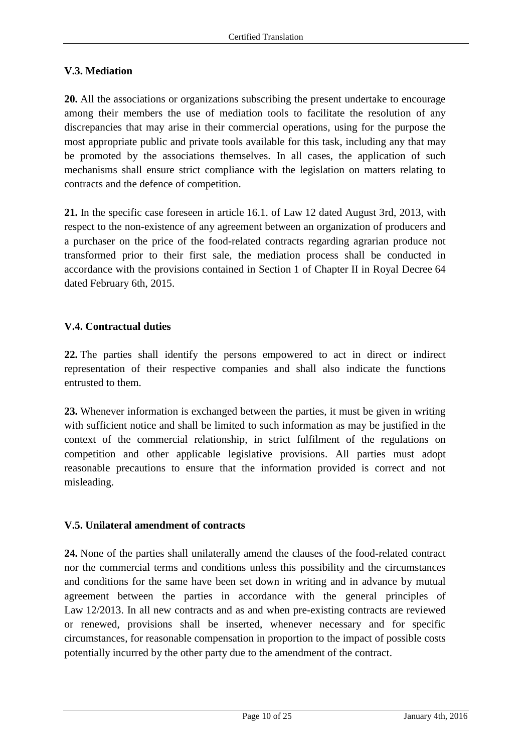### V.3. Mediation

**20.** All the associations or organizations subscribing the present undertake to encourage among their members the use of mediation tools to facilitate the resolution of any discrepancies that may arise in their commercial operations, using for the purpose the most appropriate public and private tools available for this task, including any that may be promoted by the associations themselves. In all cases, the application of such mechanisms shall ensure strict compliance with the legislation on matters relating to contracts and the defence of competition.

**21.** In the specific case foreseen in article 16.1. of Law 12 dated August 3rd, 2013, with respect to the non-existence of any agreement between an organization of producers and a purchaser on the price of the food-related contracts regarding agrarian produce not transformed prior to their first sale, the mediation process shall be conducted in accordance with the provisions contained in Section 1 of Chapter II in Royal Decree 64 dated February 6th, 2015.

### V.4. Contractual duties

**22.** The parties shall identify the persons empowered to act in direct or indirect representation of their respective companies and shall also indicate the functions entrusted to them.

**23.** Whenever information is exchanged between the parties, it must be given in writing with sufficient notice and shall be limited to such information as may be justified in the context of the commercial relationship, in strict fulfilment of the regulations on competition and other applicable legislative provisions. All parties must adopt reasonable precautions to ensure that the information provided is correct and not misleading.

### V.5. Unilateral amendment of contracts

**24.** None of the parties shall unilaterally amend the clauses of the food-related contract nor the commercial terms and conditions unless this possibility and the circumstances and conditions for the same have been set down in writing and in advance by mutual agreement between the parties in accordance with the general principles of Law 12/2013. In all new contracts and as and when pre-existing contracts are reviewed or renewed, provisions shall be inserted, whenever necessary and for specific circumstances, for reasonable compensation in proportion to the impact of possible costs potentially incurred by the other party due to the amendment of the contract.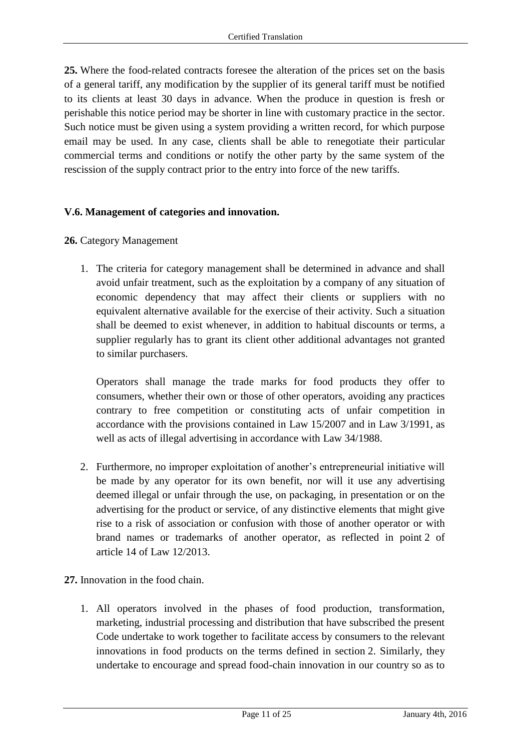**25.** Where the food-related contracts foresee the alteration of the prices set on the basis of a general tariff, any modification by the supplier of its general tariff must be notified to its clients at least 30 days in advance. When the produce in question is fresh or perishable this notice period may be shorter in line with customary practice in the sector. Such notice must be given using a system providing a written record, for which purpose email may be used. In any case, clients shall be able to renegotiate their particular commercial terms and conditions or notify the other party by the same system of the rescission of the supply contract prior to the entry into force of the new tariffs.

### V.6. Management of categories and innovation.

**26.** Category Management

1. The criteria for category management shall be determined in advance and shall avoid unfair treatment, such as the exploitation by a company of any situation of economic dependency that may affect their clients or suppliers with no equivalent alternative available for the exercise of their activity. Such a situation shall be deemed to exist whenever, in addition to habitual discounts or terms, a supplier regularly has to grant its client other additional advantages not granted to similar purchasers.

   Operators shall manage the trade marks for food products they offer to consumers, whether their own or those of other operators, avoiding any practices contrary to free competition or constituting acts of unfair competition in accordance with the provisions contained in Law 15/2007 and in Law 3/1991, as well as acts of illegal advertising in accordance with Law 34/1988.

2. Furthermore, no improper exploitation of another's entrepreneurial initiative will be made by any operator for its own benefit, nor will it use any advertising deemed illegal or unfair through the use, on packaging, in presentation or on the advertising for the product or service, of any distinctive elements that might give rise to a risk of association or confusion with those of another operator or with brand names or trademarks of another operator, as reflected in point 2 of article 14 of Law 12/2013.

**27.** Innovation in the food chain.

1. All operators involved in the phases of food production, transformation, marketing, industrial processing and distribution that have subscribed the present Code undertake to work together to facilitate access by consumers to the relevant innovations in food products on the terms defined in section 2. Similarly, they undertake to encourage and spread food-chain innovation in our country so as to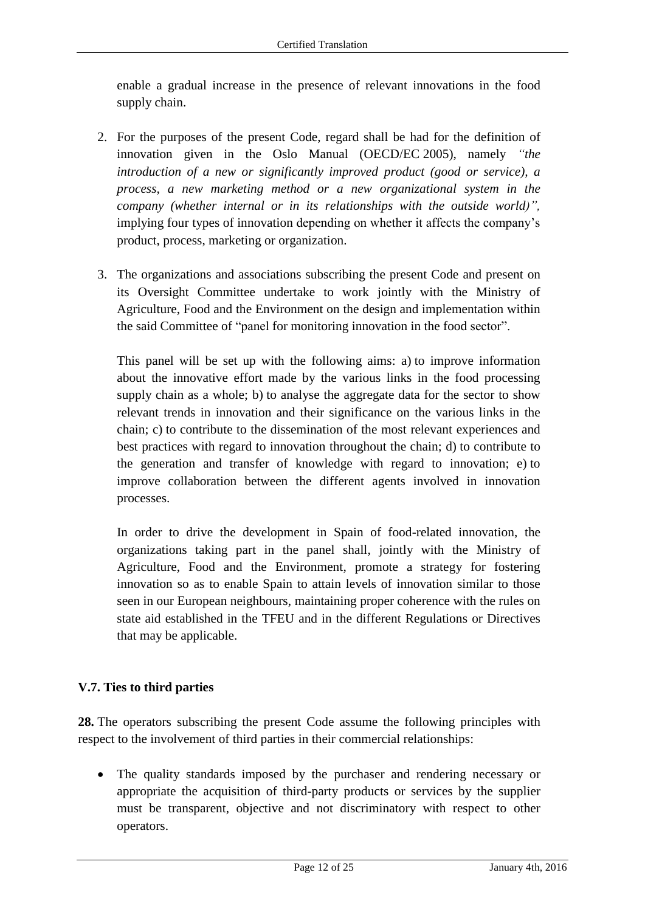enable a gradual increase in the presence of relevant innovations in the food supply chain.

2. For the purposes of the present Code, regard shall be had for the definition of innovation given in the Oslo Manual (OECD/EC 2005), namely *"the introduction of a new or significantly improved product (good or service), a process, a new marketing method or a new organizational system in the company (whether internal or in its relationships with the outside world)",* implying four types of innovation depending on whether it affects the company's product, process, marketing or organization.

3. The organizations and associations subscribing the present Code and present on its Oversight Committee undertake to work jointly with the Ministry of Agriculture, Food and the Environment on the design and implementation within the said Committee of "panel for monitoring innovation in the food sector".

   This panel will be set up with the following aims: a) to improve information about the innovative effort made by the various links in the food processing supply chain as a whole; b) to analyse the aggregate data for the sector to show relevant trends in innovation and their significance on the various links in the chain; c) to contribute to the dissemination of the most relevant experiences and best practices with regard to innovation throughout the chain; d) to contribute to the generation and transfer of knowledge with regard to innovation; e) to improve collaboration between the different agents involved in innovation processes.

   In order to drive the development in Spain of food-related innovation, the organizations taking part in the panel shall, jointly with the Ministry of Agriculture, Food and the Environment, promote a strategy for fostering innovation so as to enable Spain to attain levels of innovation similar to those seen in our European neighbours, maintaining proper coherence with the rules on state aid established in the TFEU and in the different Regulations or Directives that may be applicable.

### V.7. Ties to third parties

**28.** The operators subscribing the present Code assume the following principles with respect to the involvement of third parties in their commercial relationships:

- The quality standards imposed by the purchaser and rendering necessary or appropriate the acquisition of third-party products or services by the supplier must be transparent, objective and not discriminatory with respect to other operators.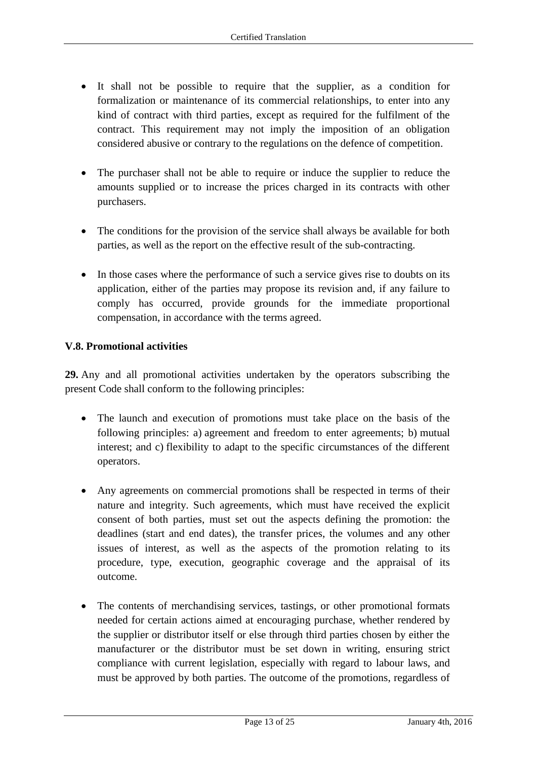- It shall not be possible to require that the supplier, as a condition for formalization or maintenance of its commercial relationships, to enter into any kind of contract with third parties, except as required for the fulfilment of the contract. This requirement may not imply the imposition of an obligation considered abusive or contrary to the regulations on the defence of competition.

- The purchaser shall not be able to require or induce the supplier to reduce the amounts supplied or to increase the prices charged in its contracts with other purchasers.

- The conditions for the provision of the service shall always be available for both parties, as well as the report on the effective result of the sub-contracting.

- In those cases where the performance of such a service gives rise to doubts on its application, either of the parties may propose its revision and, if any failure to comply has occurred, provide grounds for the immediate proportional compensation, in accordance with the terms agreed.

### V.8. Promotional activities

**29.** Any and all promotional activities undertaken by the operators subscribing the present Code shall conform to the following principles:

- The launch and execution of promotions must take place on the basis of the following principles: a) agreement and freedom to enter agreements; b) mutual interest; and c) flexibility to adapt to the specific circumstances of the different operators.

- Any agreements on commercial promotions shall be respected in terms of their nature and integrity. Such agreements, which must have received the explicit consent of both parties, must set out the aspects defining the promotion: the deadlines (start and end dates), the transfer prices, the volumes and any other issues of interest, as well as the aspects of the promotion relating to its procedure, type, execution, geographic coverage and the appraisal of its outcome.

- The contents of merchandising services, tastings, or other promotional formats needed for certain actions aimed at encouraging purchase, whether rendered by the supplier or distributor itself or else through third parties chosen by either the manufacturer or the distributor must be set down in writing, ensuring strict compliance with current legislation, especially with regard to labour laws, and must be approved by both parties. The outcome of the promotions, regardless of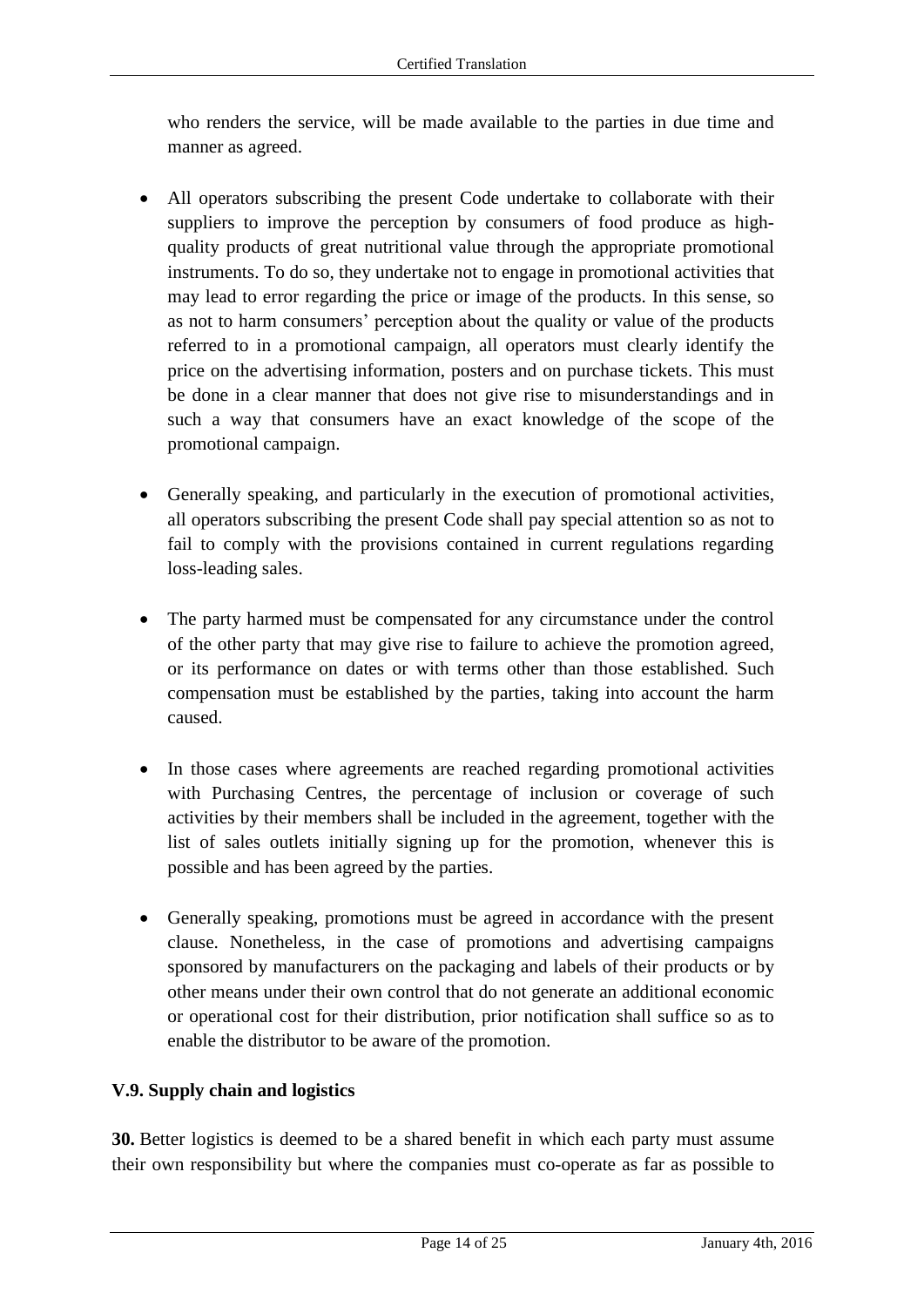who renders the service, will be made available to the parties in due time and manner as agreed.

- All operators subscribing the present Code undertake to collaborate with their suppliers to improve the perception by consumers of food produce as high-quality products of great nutritional value through the appropriate promotional instruments. To do so, they undertake not to engage in promotional activities that may lead to error regarding the price or image of the products. In this sense, so as not to harm consumers' perception about the quality or value of the products referred to in a promotional campaign, all operators must clearly identify the price on the advertising information, posters and on purchase tickets. This must be done in a clear manner that does not give rise to misunderstandings and in such a way that consumers have an exact knowledge of the scope of the promotional campaign.

- Generally speaking, and particularly in the execution of promotional activities, all operators subscribing the present Code shall pay special attention so as not to fail to comply with the provisions contained in current regulations regarding loss-leading sales.

- The party harmed must be compensated for any circumstance under the control of the other party that may give rise to failure to achieve the promotion agreed, or its performance on dates or with terms other than those established. Such compensation must be established by the parties, taking into account the harm caused.

- In those cases where agreements are reached regarding promotional activities with Purchasing Centres, the percentage of inclusion or coverage of such activities by their members shall be included in the agreement, together with the list of sales outlets initially signing up for the promotion, whenever this is possible and has been agreed by the parties.

- Generally speaking, promotions must be agreed in accordance with the present clause. Nonetheless, in the case of promotions and advertising campaigns sponsored by manufacturers on the packaging and labels of their products or by other means under their own control that do not generate an additional economic or operational cost for their distribution, prior notification shall suffice so as to enable the distributor to be aware of the promotion.

### V.9. Supply chain and logistics

**30.** Better logistics is deemed to be a shared benefit in which each party must assume their own responsibility but where the companies must co-operate as far as possible to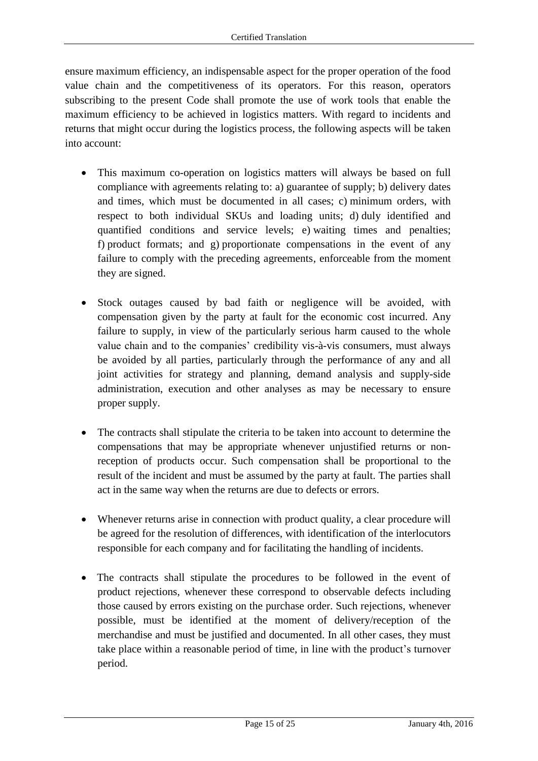ensure maximum efficiency, an indispensable aspect for the proper operation of the food value chain and the competitiveness of its operators. For this reason, operators subscribing to the present Code shall promote the use of work tools that enable the maximum efficiency to be achieved in logistics matters. With regard to incidents and returns that might occur during the logistics process, the following aspects will be taken into account:

- This maximum co-operation on logistics matters will always be based on full compliance with agreements relating to: a) guarantee of supply; b) delivery dates and times, which must be documented in all cases; c) minimum orders, with respect to both individual SKUs and loading units; d) duly identified and quantified conditions and service levels; e) waiting times and penalties; f) product formats; and g) proportionate compensations in the event of any failure to comply with the preceding agreements, enforceable from the moment they are signed.

- Stock outages caused by bad faith or negligence will be avoided, with compensation given by the party at fault for the economic cost incurred. Any failure to supply, in view of the particularly serious harm caused to the whole value chain and to the companies' credibility vis-à-vis consumers, must always be avoided by all parties, particularly through the performance of any and all joint activities for strategy and planning, demand analysis and supply-side administration, execution and other analyses as may be necessary to ensure proper supply.

- The contracts shall stipulate the criteria to be taken into account to determine the compensations that may be appropriate whenever unjustified returns or non-reception of products occur. Such compensation shall be proportional to the result of the incident and must be assumed by the party at fault. The parties shall act in the same way when the returns are due to defects or errors.

- Whenever returns arise in connection with product quality, a clear procedure will be agreed for the resolution of differences, with identification of the interlocutors responsible for each company and for facilitating the handling of incidents.

- The contracts shall stipulate the procedures to be followed in the event of product rejections, whenever these correspond to observable defects including those caused by errors existing on the purchase order. Such rejections, whenever possible, must be identified at the moment of delivery/reception of the merchandise and must be justified and documented. In all other cases, they must take place within a reasonable period of time, in line with the product's turnover period.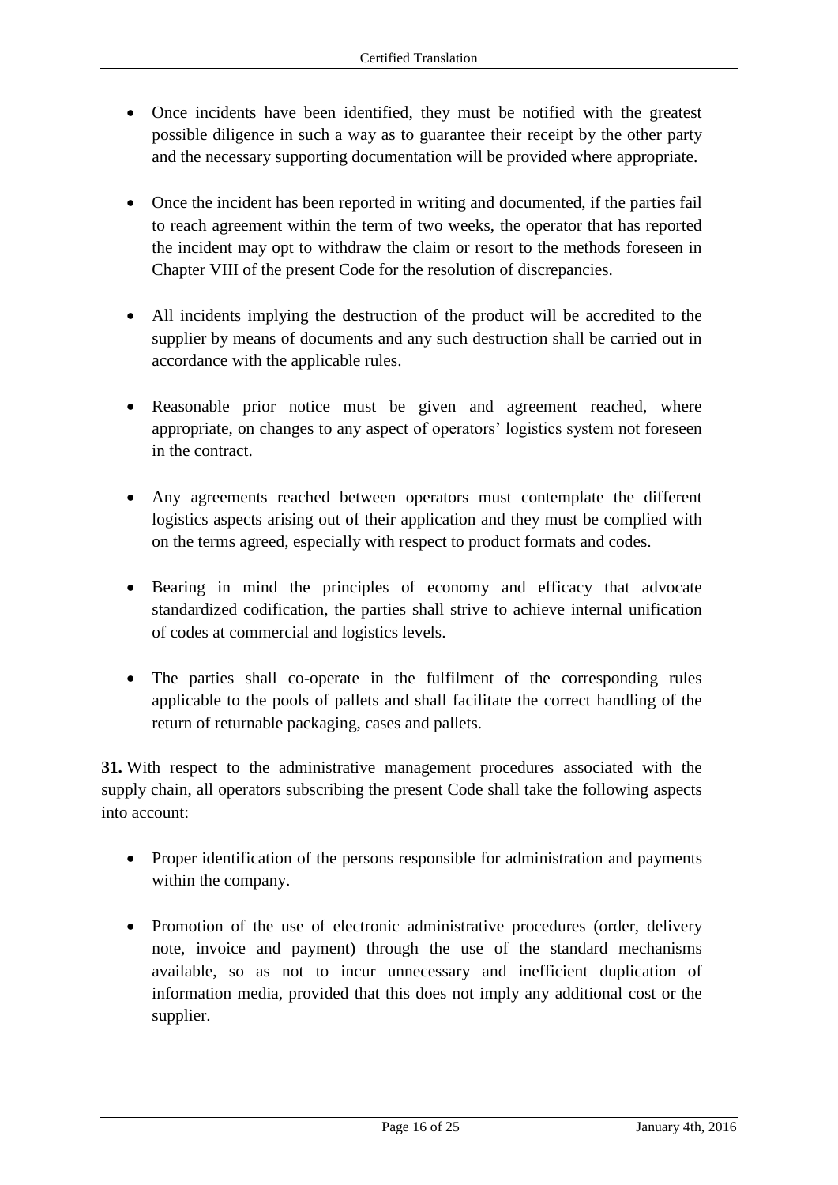- Once incidents have been identified, they must be notified with the greatest possible diligence in such a way as to guarantee their receipt by the other party and the necessary supporting documentation will be provided where appropriate.

- Once the incident has been reported in writing and documented, if the parties fail to reach agreement within the term of two weeks, the operator that has reported the incident may opt to withdraw the claim or resort to the methods foreseen in Chapter VIII of the present Code for the resolution of discrepancies.

- All incidents implying the destruction of the product will be accredited to the supplier by means of documents and any such destruction shall be carried out in accordance with the applicable rules.

- Reasonable prior notice must be given and agreement reached, where appropriate, on changes to any aspect of operators' logistics system not foreseen in the contract.

- Any agreements reached between operators must contemplate the different logistics aspects arising out of their application and they must be complied with on the terms agreed, especially with respect to product formats and codes.

- Bearing in mind the principles of economy and efficacy that advocate standardized codification, the parties shall strive to achieve internal unification of codes at commercial and logistics levels.

- The parties shall co-operate in the fulfilment of the corresponding rules applicable to the pools of pallets and shall facilitate the correct handling of the return of returnable packaging, cases and pallets.

**31.** With respect to the administrative management procedures associated with the supply chain, all operators subscribing the present Code shall take the following aspects into account:

- Proper identification of the persons responsible for administration and payments within the company.

- Promotion of the use of electronic administrative procedures (order, delivery note, invoice and payment) through the use of the standard mechanisms available, so as not to incur unnecessary and inefficient duplication of information media, provided that this does not imply any additional cost or the supplier.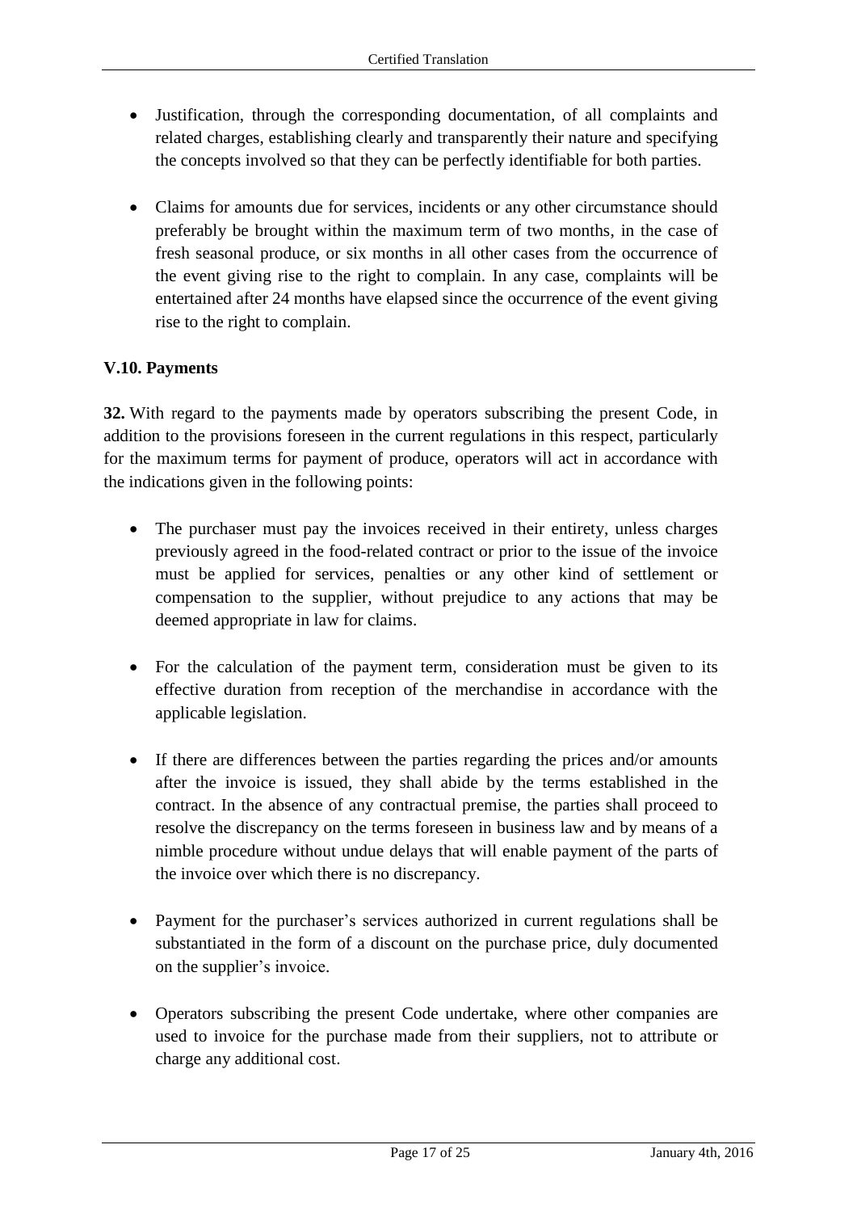- Justification, through the corresponding documentation, of all complaints and related charges, establishing clearly and transparently their nature and specifying the concepts involved so that they can be perfectly identifiable for both parties.

- Claims for amounts due for services, incidents or any other circumstance should preferably be brought within the maximum term of two months, in the case of fresh seasonal produce, or six months in all other cases from the occurrence of the event giving rise to the right to complain. In any case, complaints will be entertained after 24 months have elapsed since the occurrence of the event giving rise to the right to complain.

### V.10. Payments

**32.** With regard to the payments made by operators subscribing the present Code, in addition to the provisions foreseen in the current regulations in this respect, particularly for the maximum terms for payment of produce, operators will act in accordance with the indications given in the following points:

- The purchaser must pay the invoices received in their entirety, unless charges previously agreed in the food-related contract or prior to the issue of the invoice must be applied for services, penalties or any other kind of settlement or compensation to the supplier, without prejudice to any actions that may be deemed appropriate in law for claims.

- For the calculation of the payment term, consideration must be given to its effective duration from reception of the merchandise in accordance with the applicable legislation.

- If there are differences between the parties regarding the prices and/or amounts after the invoice is issued, they shall abide by the terms established in the contract. In the absence of any contractual premise, the parties shall proceed to resolve the discrepancy on the terms foreseen in business law and by means of a nimble procedure without undue delays that will enable payment of the parts of the invoice over which there is no discrepancy.

- Payment for the purchaser's services authorized in current regulations shall be substantiated in the form of a discount on the purchase price, duly documented on the supplier's invoice.

- Operators subscribing the present Code undertake, where other companies are used to invoice for the purchase made from their suppliers, not to attribute or charge any additional cost.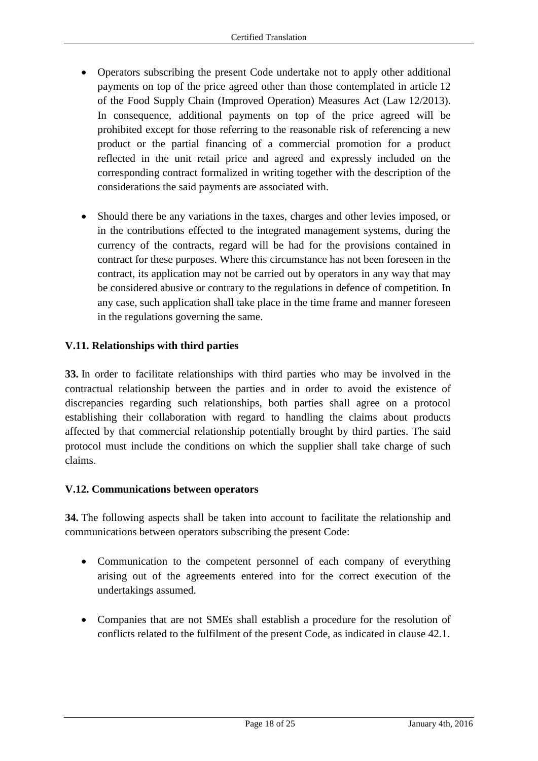- Operators subscribing the present Code undertake not to apply other additional payments on top of the price agreed other than those contemplated in article 12 of the Food Supply Chain (Improved Operation) Measures Act (Law 12/2013). In consequence, additional payments on top of the price agreed will be prohibited except for those referring to the reasonable risk of referencing a new product or the partial financing of a commercial promotion for a product reflected in the unit retail price and agreed and expressly included on the corresponding contract formalized in writing together with the description of the considerations the said payments are associated with.

- Should there be any variations in the taxes, charges and other levies imposed, or in the contributions effected to the integrated management systems, during the currency of the contracts, regard will be had for the provisions contained in contract for these purposes. Where this circumstance has not been foreseen in the contract, its application may not be carried out by operators in any way that may be considered abusive or contrary to the regulations in defence of competition. In any case, such application shall take place in the time frame and manner foreseen in the regulations governing the same.

### V.11. Relationships with third parties

**33.** In order to facilitate relationships with third parties who may be involved in the contractual relationship between the parties and in order to avoid the existence of discrepancies regarding such relationships, both parties shall agree on a protocol establishing their collaboration with regard to handling the claims about products affected by that commercial relationship potentially brought by third parties. The said protocol must include the conditions on which the supplier shall take charge of such claims.

### V.12. Communications between operators

**34.** The following aspects shall be taken into account to facilitate the relationship and communications between operators subscribing the present Code:

- Communication to the competent personnel of each company of everything arising out of the agreements entered into for the correct execution of the undertakings assumed.

- Companies that are not SMEs shall establish a procedure for the resolution of conflicts related to the fulfilment of the present Code, as indicated in clause 42.1.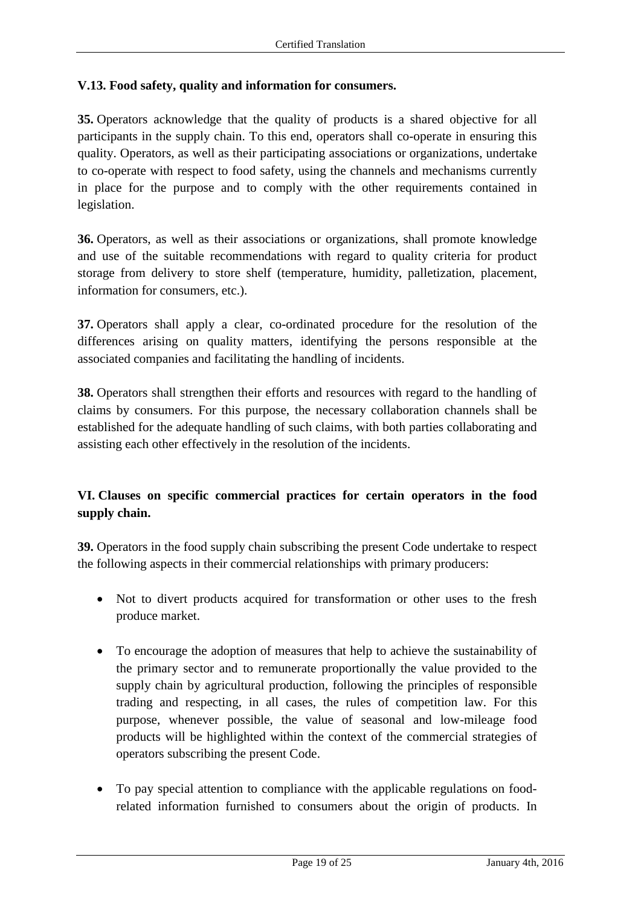### V.13. Food safety, quality and information for consumers.

**35.** Operators acknowledge that the quality of products is a shared objective for all participants in the supply chain. To this end, operators shall co-operate in ensuring this quality. Operators, as well as their participating associations or organizations, undertake to co-operate with respect to food safety, using the channels and mechanisms currently in place for the purpose and to comply with the other requirements contained in legislation.

**36.** Operators, as well as their associations or organizations, shall promote knowledge and use of the suitable recommendations with regard to quality criteria for product storage from delivery to store shelf (temperature, humidity, palletization, placement, information for consumers, etc.).

**37.** Operators shall apply a clear, co-ordinated procedure for the resolution of the differences arising on quality matters, identifying the persons responsible at the associated companies and facilitating the handling of incidents.

**38.** Operators shall strengthen their efforts and resources with regard to the handling of claims by consumers. For this purpose, the necessary collaboration channels shall be established for the adequate handling of such claims, with both parties collaborating and assisting each other effectively in the resolution of the incidents.

## VI. Clauses on specific commercial practices for certain operators in the food supply chain.

**39.** Operators in the food supply chain subscribing the present Code undertake to respect the following aspects in their commercial relationships with primary producers:

- Not to divert products acquired for transformation or other uses to the fresh produce market.
- To encourage the adoption of measures that help to achieve the sustainability of the primary sector and to remunerate proportionally the value provided to the supply chain by agricultural production, following the principles of responsible trading and respecting, in all cases, the rules of competition law. For this purpose, whenever possible, the value of seasonal and low-mileage food products will be highlighted within the context of the commercial strategies of operators subscribing the present Code.
- To pay special attention to compliance with the applicable regulations on food-related information furnished to consumers about the origin of products. In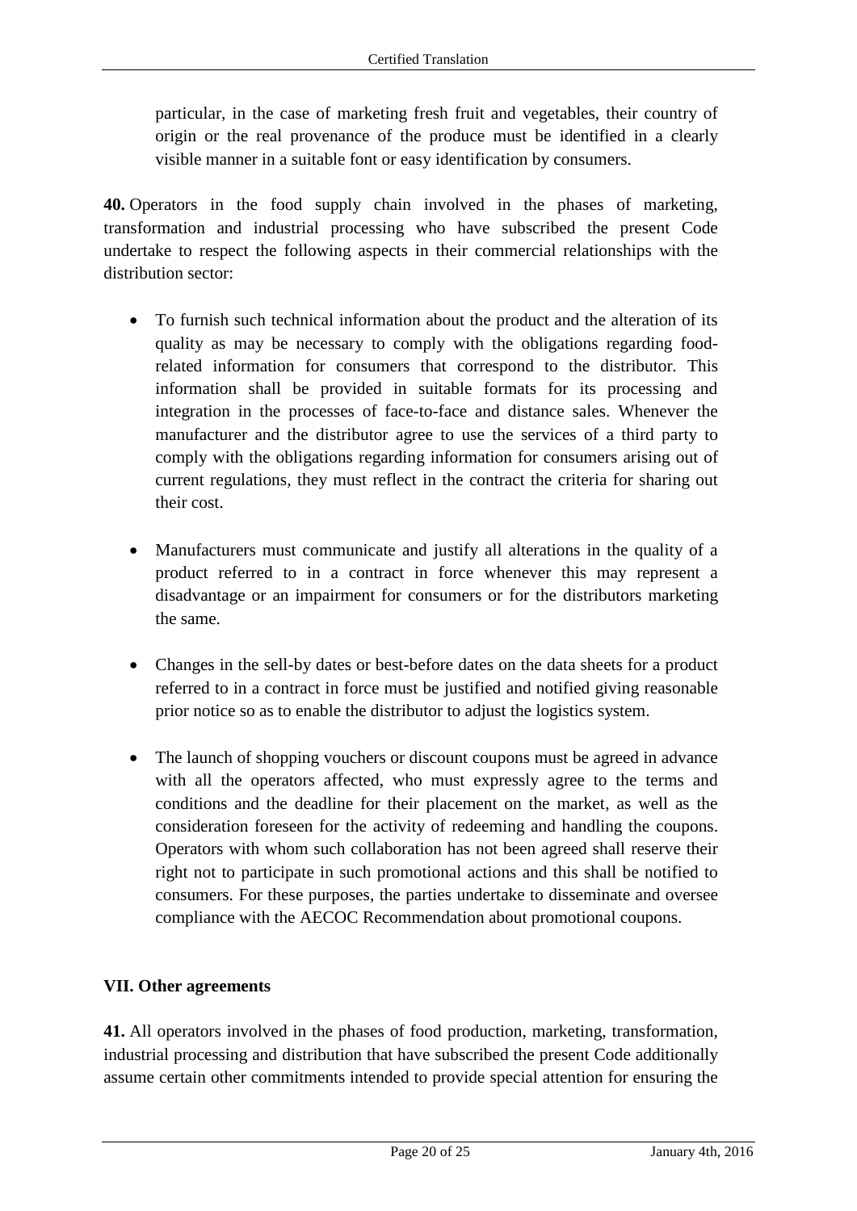particular, in the case of marketing fresh fruit and vegetables, their country of origin or the real provenance of the produce must be identified in a clearly visible manner in a suitable font or easy identification by consumers.

**40.** Operators in the food supply chain involved in the phases of marketing, transformation and industrial processing who have subscribed the present Code undertake to respect the following aspects in their commercial relationships with the distribution sector:

- To furnish such technical information about the product and the alteration of its quality as may be necessary to comply with the obligations regarding food-related information for consumers that correspond to the distributor. This information shall be provided in suitable formats for its processing and integration in the processes of face-to-face and distance sales. Whenever the manufacturer and the distributor agree to use the services of a third party to comply with the obligations regarding information for consumers arising out of current regulations, they must reflect in the contract the criteria for sharing out their cost.

- Manufacturers must communicate and justify all alterations in the quality of a product referred to in a contract in force whenever this may represent a disadvantage or an impairment for consumers or for the distributors marketing the same.

- Changes in the sell-by dates or best-before dates on the data sheets for a product referred to in a contract in force must be justified and notified giving reasonable prior notice so as to enable the distributor to adjust the logistics system.

- The launch of shopping vouchers or discount coupons must be agreed in advance with all the operators affected, who must expressly agree to the terms and conditions and the deadline for their placement on the market, as well as the consideration foreseen for the activity of redeeming and handling the coupons. Operators with whom such collaboration has not been agreed shall reserve their right not to participate in such promotional actions and this shall be notified to consumers. For these purposes, the parties undertake to disseminate and oversee compliance with the AECOC Recommendation about promotional coupons.

## VII. Other agreements

**41.** All operators involved in the phases of food production, marketing, transformation, industrial processing and distribution that have subscribed the present Code additionally assume certain other commitments intended to provide special attention for ensuring the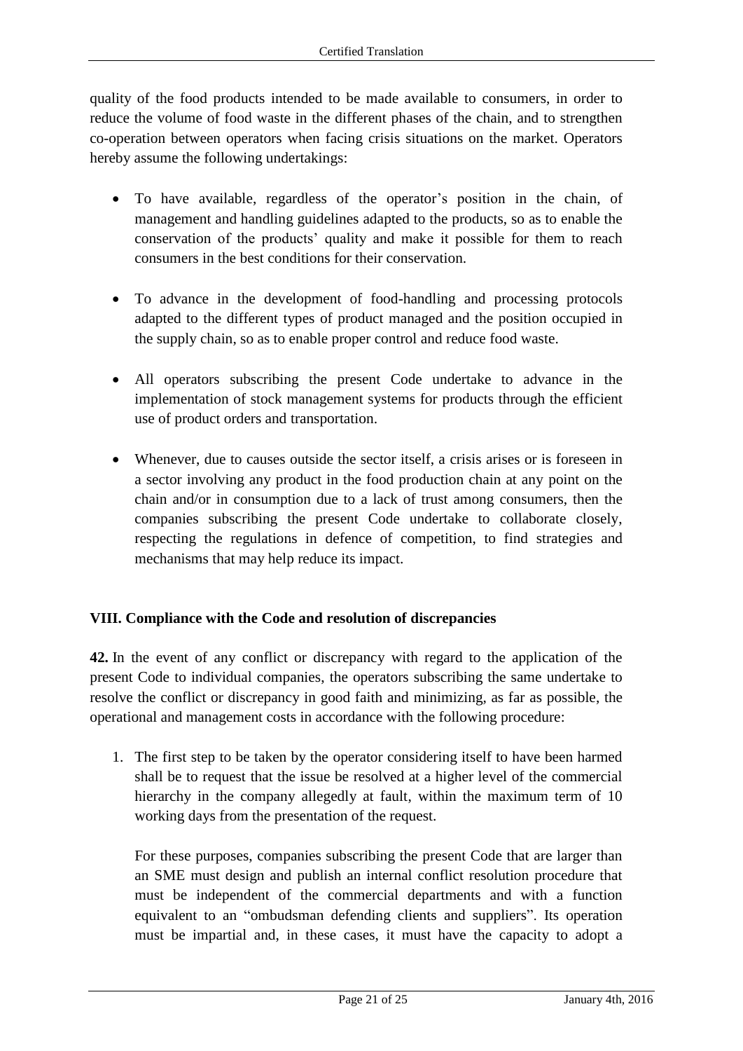quality of the food products intended to be made available to consumers, in order to reduce the volume of food waste in the different phases of the chain, and to strengthen co-operation between operators when facing crisis situations on the market. Operators hereby assume the following undertakings:

- To have available, regardless of the operator's position in the chain, of management and handling guidelines adapted to the products, so as to enable the conservation of the products' quality and make it possible for them to reach consumers in the best conditions for their conservation.

- To advance in the development of food-handling and processing protocols adapted to the different types of product managed and the position occupied in the supply chain, so as to enable proper control and reduce food waste.

- All operators subscribing the present Code undertake to advance in the implementation of stock management systems for products through the efficient use of product orders and transportation.

- Whenever, due to causes outside the sector itself, a crisis arises or is foreseen in a sector involving any product in the food production chain at any point on the chain and/or in consumption due to a lack of trust among consumers, then the companies subscribing the present Code undertake to collaborate closely, respecting the regulations in defence of competition, to find strategies and mechanisms that may help reduce its impact.

## VIII. Compliance with the Code and resolution of discrepancies

**42.** In the event of any conflict or discrepancy with regard to the application of the present Code to individual companies, the operators subscribing the same undertake to resolve the conflict or discrepancy in good faith and minimizing, as far as possible, the operational and management costs in accordance with the following procedure:

1. The first step to be taken by the operator considering itself to have been harmed shall be to request that the issue be resolved at a higher level of the commercial hierarchy in the company allegedly at fault, within the maximum term of 10 working days from the presentation of the request.

   For these purposes, companies subscribing the present Code that are larger than an SME must design and publish an internal conflict resolution procedure that must be independent of the commercial departments and with a function equivalent to an "ombudsman defending clients and suppliers". Its operation must be impartial and, in these cases, it must have the capacity to adopt a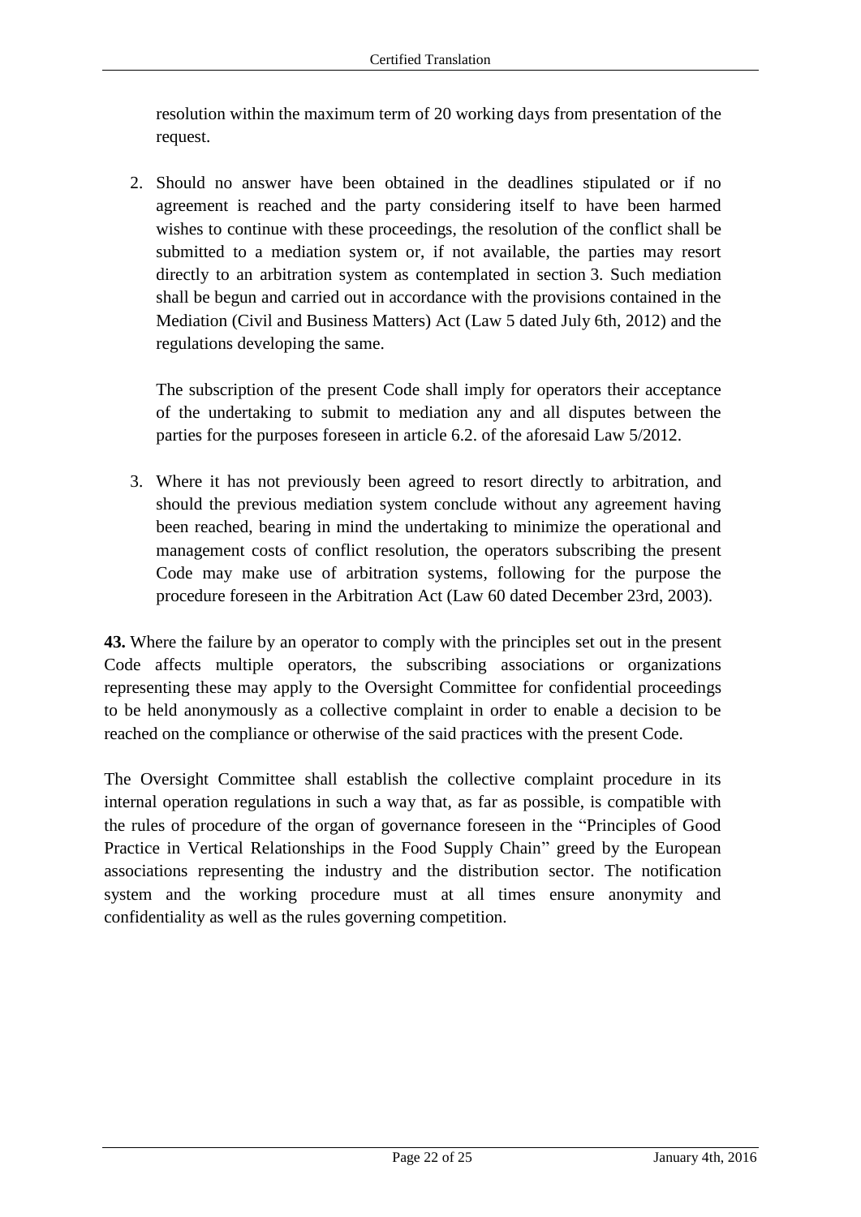resolution within the maximum term of 20 working days from presentation of the request.

2. Should no answer have been obtained in the deadlines stipulated or if no agreement is reached and the party considering itself to have been harmed wishes to continue with these proceedings, the resolution of the conflict shall be submitted to a mediation system or, if not available, the parties may resort directly to an arbitration system as contemplated in section 3. Such mediation shall be begun and carried out in accordance with the provisions contained in the Mediation (Civil and Business Matters) Act (Law 5 dated July 6th, 2012) and the regulations developing the same.

   The subscription of the present Code shall imply for operators their acceptance of the undertaking to submit to mediation any and all disputes between the parties for the purposes foreseen in article 6.2. of the aforesaid Law 5/2012.

3. Where it has not previously been agreed to resort directly to arbitration, and should the previous mediation system conclude without any agreement having been reached, bearing in mind the undertaking to minimize the operational and management costs of conflict resolution, the operators subscribing the present Code may make use of arbitration systems, following for the purpose the procedure foreseen in the Arbitration Act (Law 60 dated December 23rd, 2003).

**43.** Where the failure by an operator to comply with the principles set out in the present Code affects multiple operators, the subscribing associations or organizations representing these may apply to the Oversight Committee for confidential proceedings to be held anonymously as a collective complaint in order to enable a decision to be reached on the compliance or otherwise of the said practices with the present Code.

The Oversight Committee shall establish the collective complaint procedure in its internal operation regulations in such a way that, as far as possible, is compatible with the rules of procedure of the organ of governance foreseen in the "Principles of Good Practice in Vertical Relationships in the Food Supply Chain" greed by the European associations representing the industry and the distribution sector. The notification system and the working procedure must at all times ensure anonymity and confidentiality as well as the rules governing competition.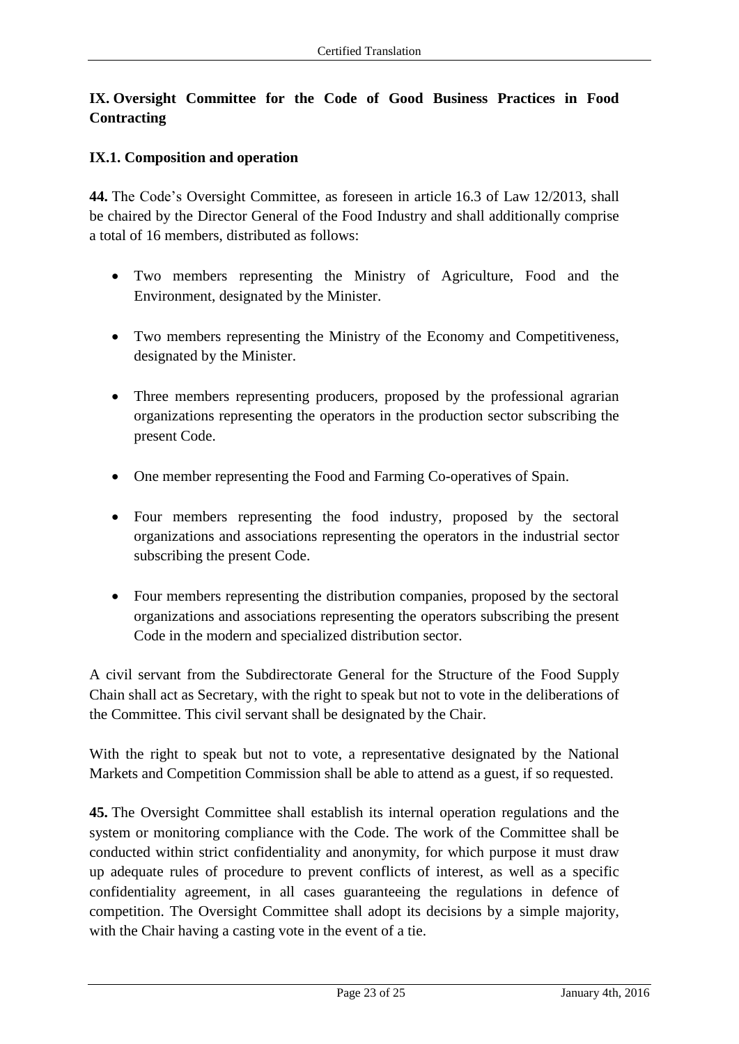## IX. Oversight Committee for the Code of Good Business Practices in Food Contracting

### IX.1. Composition and operation

**44.** The Code's Oversight Committee, as foreseen in article 16.3 of Law 12/2013, shall be chaired by the Director General of the Food Industry and shall additionally comprise a total of 16 members, distributed as follows:

- Two members representing the Ministry of Agriculture, Food and the Environment, designated by the Minister.
- Two members representing the Ministry of the Economy and Competitiveness, designated by the Minister.
- Three members representing producers, proposed by the professional agrarian organizations representing the operators in the production sector subscribing the present Code.
- One member representing the Food and Farming Co-operatives of Spain.
- Four members representing the food industry, proposed by the sectoral organizations and associations representing the operators in the industrial sector subscribing the present Code.
- Four members representing the distribution companies, proposed by the sectoral organizations and associations representing the operators subscribing the present Code in the modern and specialized distribution sector.

A civil servant from the Subdirectorate General for the Structure of the Food Supply Chain shall act as Secretary, with the right to speak but not to vote in the deliberations of the Committee. This civil servant shall be designated by the Chair.

With the right to speak but not to vote, a representative designated by the National Markets and Competition Commission shall be able to attend as a guest, if so requested.

**45.** The Oversight Committee shall establish its internal operation regulations and the system or monitoring compliance with the Code. The work of the Committee shall be conducted within strict confidentiality and anonymity, for which purpose it must draw up adequate rules of procedure to prevent conflicts of interest, as well as a specific confidentiality agreement, in all cases guaranteeing the regulations in defence of competition. The Oversight Committee shall adopt its decisions by a simple majority, with the Chair having a casting vote in the event of a tie.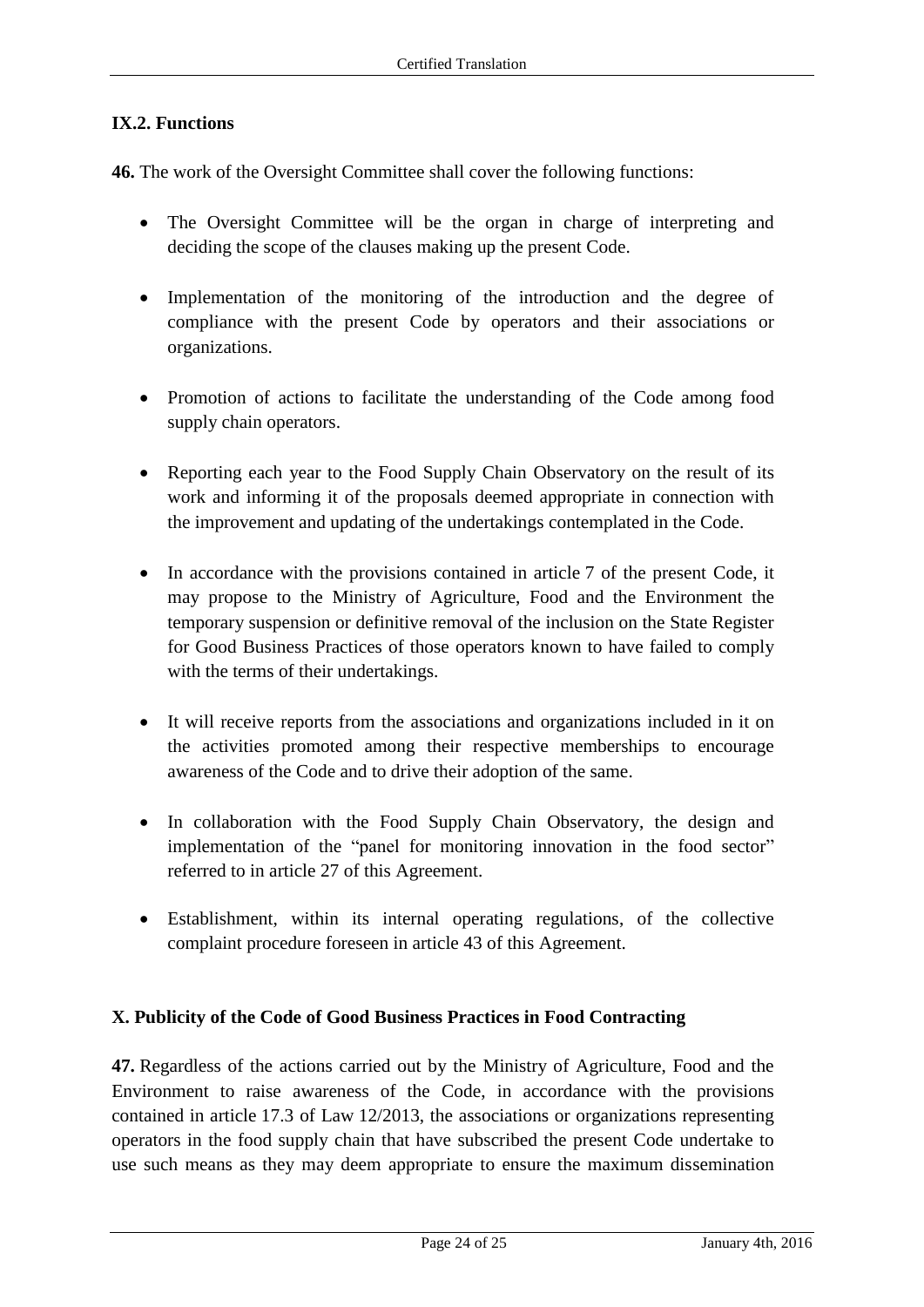### IX.2. Functions

**46.** The work of the Oversight Committee shall cover the following functions:

- The Oversight Committee will be the organ in charge of interpreting and deciding the scope of the clauses making up the present Code.
- Implementation of the monitoring of the introduction and the degree of compliance with the present Code by operators and their associations or organizations.
- Promotion of actions to facilitate the understanding of the Code among food supply chain operators.
- Reporting each year to the Food Supply Chain Observatory on the result of its work and informing it of the proposals deemed appropriate in connection with the improvement and updating of the undertakings contemplated in the Code.
- In accordance with the provisions contained in article 7 of the present Code, it may propose to the Ministry of Agriculture, Food and the Environment the temporary suspension or definitive removal of the inclusion on the State Register for Good Business Practices of those operators known to have failed to comply with the terms of their undertakings.
- It will receive reports from the associations and organizations included in it on the activities promoted among their respective memberships to encourage awareness of the Code and to drive their adoption of the same.
- In collaboration with the Food Supply Chain Observatory, the design and implementation of the "panel for monitoring innovation in the food sector" referred to in article 27 of this Agreement.
- Establishment, within its internal operating regulations, of the collective complaint procedure foreseen in article 43 of this Agreement.

## X. Publicity of the Code of Good Business Practices in Food Contracting

**47.** Regardless of the actions carried out by the Ministry of Agriculture, Food and the Environment to raise awareness of the Code, in accordance with the provisions contained in article 17.3 of Law 12/2013, the associations or organizations representing operators in the food supply chain that have subscribed the present Code undertake to use such means as they may deem appropriate to ensure the maximum dissemination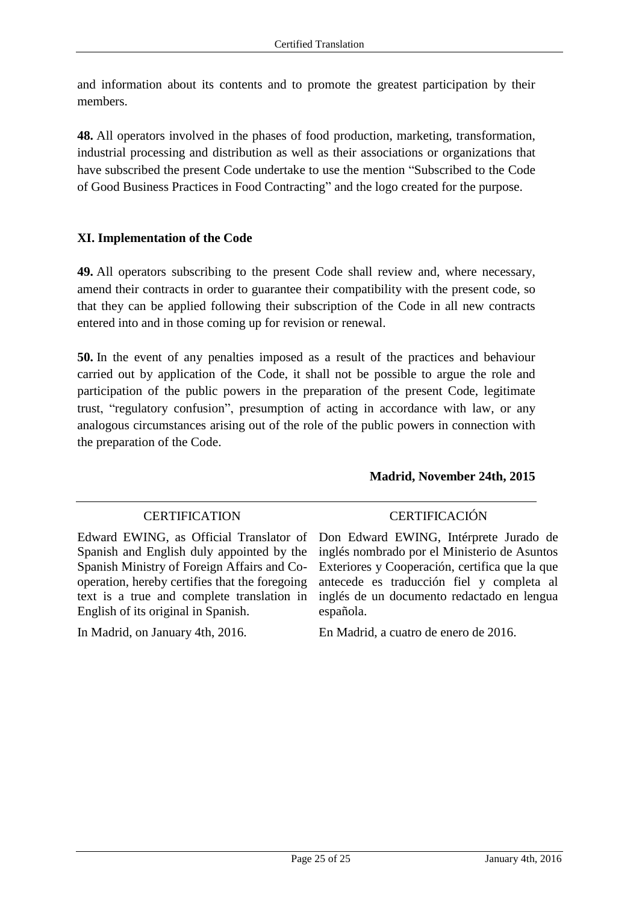and information about its contents and to promote the greatest participation by their members.

**48.** All operators involved in the phases of food production, marketing, transformation, industrial processing and distribution as well as their associations or organizations that have subscribed the present Code undertake to use the mention “Subscribed to the Code of Good Business Practices in Food Contracting” and the logo created for the purpose.

## XI. Implementation of the Code

**49.** All operators subscribing to the present Code shall review and, where necessary, amend their contracts in order to guarantee their compatibility with the present code, so that they can be applied following their subscription of the Code in all new contracts entered into and in those coming up for revision or renewal.

**50.** In the event of any penalties imposed as a result of the practices and behaviour carried out by application of the Code, it shall not be possible to argue the role and participation of the public powers in the preparation of the present Code, legitimate trust, “regulatory confusion”, presumption of acting in accordance with law, or any analogous circumstances arising out of the role of the public powers in connection with the preparation of the Code.

**Madrid, November 24th, 2015**

---

CERTIFICATION

Edward EWING, as Official Translator of Spanish and English duly appointed by the Spanish Ministry of Foreign Affairs and Co-operation, hereby certifies that the foregoing text is a true and complete translation in English of its original in Spanish.

In Madrid, on January 4th, 2016.

CERTIFICACIÓN

Don Edward EWING, Intérprete Jurado de inglés nombrado por el Ministerio de Asuntos Exteriores y Cooperación, certifica que la que antecede es traducción fiel y completa al inglés de un documento redactado en lengua española.

En Madrid, a cuatro de enero de 2016.